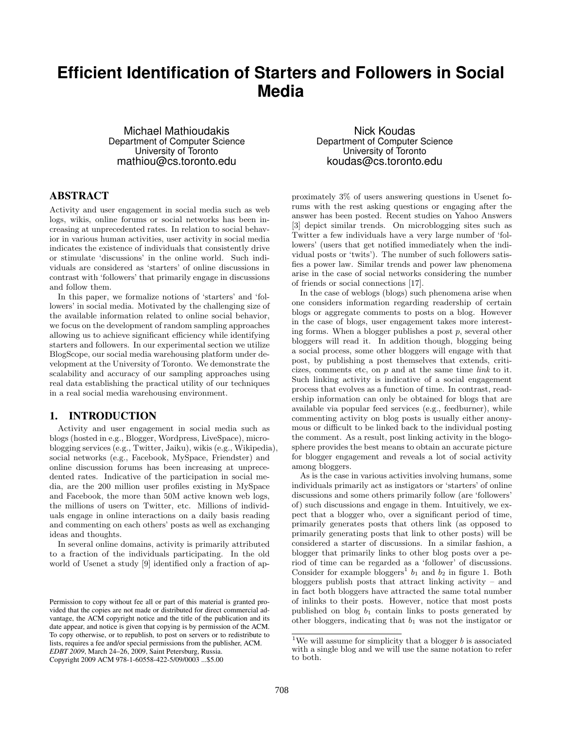# Efficient Identification of Starters and Followers in Social Media

Michael Mathioudakis
Department of Computer Science
University of Toronto
mathiou@cs.toronto.edu

Nick Koudas
Department of Computer Science
University of Toronto
koudas@cs.toronto.edu

## ABSTRACT

Activity and user engagement in social media such as web logs, wikis, online forums or social networks has been increasing at unprecedented rates. In relation to social behavior in various human activities, user activity in social media indicates the existence of individuals that consistently drive or stimulate 'discussions' in the online world. Such individuals are considered as 'starters' of online discussions in contrast with 'followers' that primarily engage in discussions and follow them.

In this paper, we formalize notions of 'starters' and 'followers' in social media. Motivated by the challenging size of the available information related to online social behavior, we focus on the development of random sampling approaches allowing us to achieve significant efficiency while identifying starters and followers. In our experimental section we utilize BlogScope, our social media warehousing platform under development at the University of Toronto. We demonstrate the scalability and accuracy of our sampling approaches using real data establishing the practical utility of our techniques in a real social media warehousing environment.

## 1. INTRODUCTION

Activity and user engagement in social media such as blogs (hosted in e.g., Blogger, Wordpress, LiveSpace), microblogging services (e.g., Twitter, Jaiku), wikis (e.g., Wikipedia), social networks (e.g., Facebook, MySpace, Friendster) and online discussion forums has been increasing at unprecedented rates. Indicative of the participation in social media, are the 200 million user profiles existing in MySpace and Facebook, the more than 50M active known web logs, the millions of users on Twitter, etc. Millions of individuals engage in online interactions on a daily basis reading and commenting on each others' posts as well as exchanging ideas and thoughts.

In several online domains, activity is primarily attributed to a fraction of the individuals participating. In the old world of Usenet a study [9] identified only a fraction of approximately 3% of users answering questions in Usenet forums with the rest asking questions or engaging after the answer has been posted. Recent studies on Yahoo Answers [3] depict similar trends. On microblogging sites such as Twitter a few individuals have a very large number of 'followers' (users that get notified immediately when the individual posts or 'twits'). The number of such followers satisfies a power law. Similar trends and power law phenomena arise in the case of social networks considering the number of friends or social connections [17].

In the case of weblogs (blogs) such phenomena arise when one considers information regarding readership of certain blogs or aggregate comments to posts on a blog. However in the case of blogs, user engagement takes more interesting forms. When a blogger publishes a post $p$, several other bloggers will read it. In addition though, blogging being a social process, some other bloggers will engage with that post, by publishing a post themselves that extends, criticizes, comments etc, on $p$ and at the same time *link* to it. Such linking activity is indicative of a social engagement process that evolves as a function of time. In contrast, readership information can only be obtained for blogs that are available via popular feed services (e.g., feedburner), while commenting activity on blog posts is usually either anonymous or difficult to be linked back to the individual posting the comment. As a result, post linking activity in the blogosphere provides the best means to obtain an accurate picture for blogger engagement and reveals a lot of social activity among bloggers.

As is the case in various activities involving humans, some individuals primarily act as instigators or 'starters' of online discussions and some others primarily follow (are 'followers' of) such discussions and engage in them. Intuitively, we expect that a blogger who, over a significant period of time, primarily generates posts that others link (as opposed to primarily generating posts that link to other posts) will be considered a starter of discussions. In a similar fashion, a blogger that primarily links to other blog posts over a period of time can be regarded as a 'follower' of discussions. Consider for example bloggers[1] $b_1$ and $b_2$ in figure 1. Both bloggers publish posts that attract linking activity – and in fact both bloggers have attracted the same total number of inlinks to their posts. However, notice that most posts published on blog $b_1$ contain links to posts generated by other bloggers, indicating that $b_1$ was not the instigator or

[1] We will assume for simplicity that a blogger $b$ is associated with a single blog and we will use the same notation to refer to both.

Permission to copy without fee all or part of this material is granted provided that the copies are not made or distributed for direct commercial advantage, the ACM copyright notice and the title of the publication and its date appear, and notice is given that copying is by permission of the ACM. To copy otherwise, or to republish, to post on servers or to redistribute to lists, requires a fee and/or special permissions from the publisher, ACM.
*EDBT 2009*, March 24–26, 2009, Saint Petersburg, Russia.
Copyright 2009 ACM 978-1-60558-422-5/09/0003 ...$5.00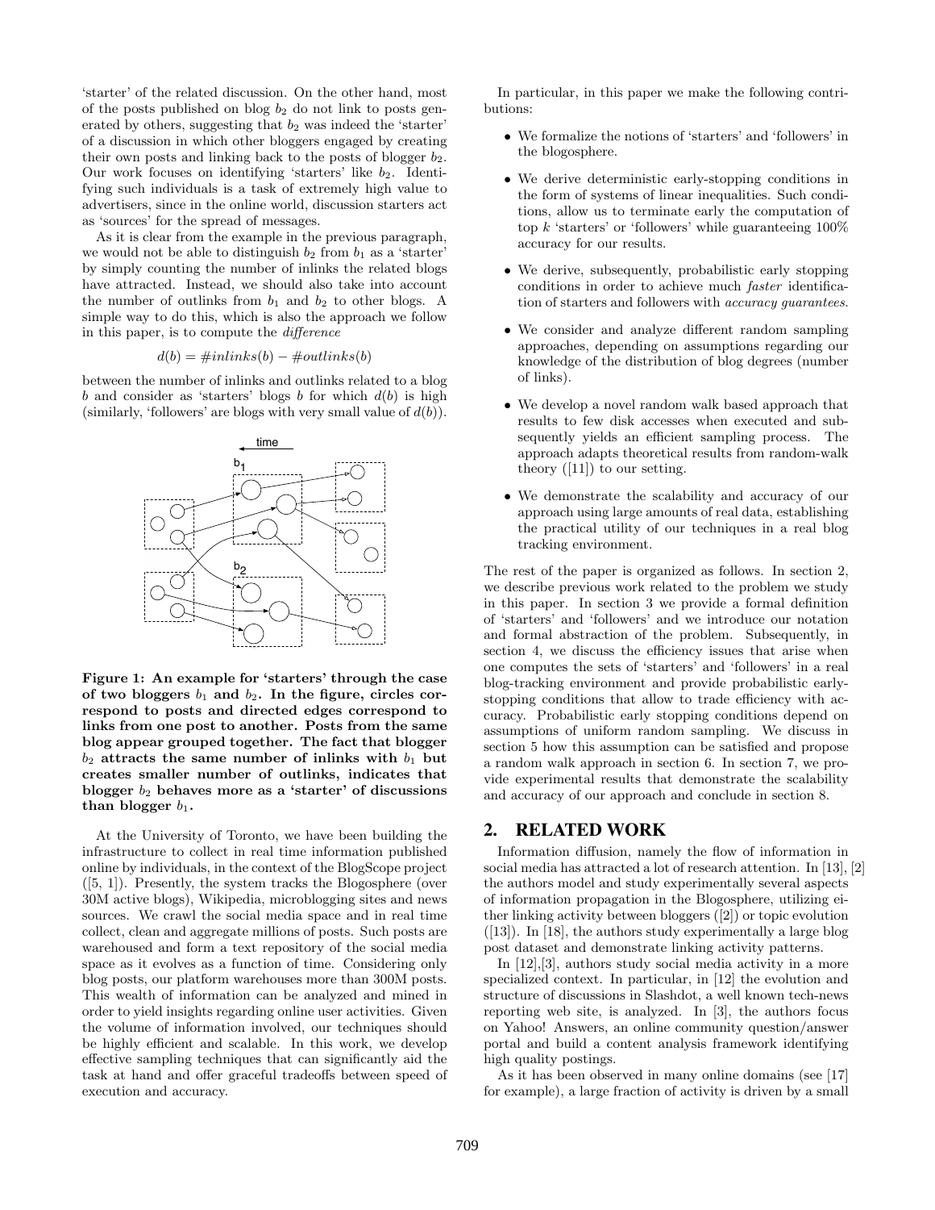'starter' of the related discussion. On the other hand, most of the posts published on blog $b_2$ do not link to posts generated by others, suggesting that $b_2$ was indeed the 'starter' of a discussion in which other bloggers engaged by creating their own posts and linking back to the posts of blogger $b_2$. Our work focuses on identifying 'starters' like $b_2$. Identifying such individuals is a task of extremely high value to advertisers, since in the online world, discussion starters act as 'sources' for the spread of messages.

As it is clear from the example in the previous paragraph, we would not be able to distinguish $b_2$ from $b_1$ as a 'starter' by simply counting the number of inlinks the related blogs have attracted. Instead, we should also take into account the number of outlinks from $b_1$ and $b_2$ to other blogs. A simple way to do this, which is also the approach we follow in this paper, is to compute the *difference*

$$d(b) = \#inlinks(b) - \#outlinks(b)$$

between the number of inlinks and outlinks related to a blog $b$ and consider as 'starters' blogs $b$ for which $d(b)$ is high (similarly, 'followers' are blogs with very small value of $d(b)$).

**Figure 1: An example for 'starters' through the case of two bloggers $b_1$ and $b_2$. In the figure, circles correspond to posts and directed edges correspond to links from one post to another. Posts from the same blog appear grouped together. The fact that blogger $b_2$ attracts the same number of inlinks with $b_1$ but creates smaller number of outlinks, indicates that blogger $b_2$ behaves more as a 'starter' of discussions than blogger $b_1$.**

At the University of Toronto, we have been building the infrastructure to collect in real time information published online by individuals, in the context of the BlogScope project ([5, 1]). Presently, the system tracks the Blogosphere (over 30M active blogs), Wikipedia, microblogging sites and news sources. We crawl the social media space and in real time collect, clean and aggregate millions of posts. Such posts are warehoused and form a text repository of the social media space as it evolves as a function of time. Considering only blog posts, our platform warehouses more than 300M posts. This wealth of information can be analyzed and mined in order to yield insights regarding online user activities. Given the volume of information involved, our techniques should be highly efficient and scalable. In this work, we develop effective sampling techniques that can significantly aid the task at hand and offer graceful tradeoffs between speed of execution and accuracy.

In particular, in this paper we make the following contributions:

- We formalize the notions of 'starters' and 'followers' in the blogosphere.
- We derive deterministic early-stopping conditions in the form of systems of linear inequalities. Such conditions, allow us to terminate early the computation of top $k$ 'starters' or 'followers' while guaranteeing 100% accuracy for our results.
- We derive, subsequently, probabilistic early stopping conditions in order to achieve much *faster* identification of starters and followers with *accuracy guarantees*.
- We consider and analyze different random sampling approaches, depending on assumptions regarding our knowledge of the distribution of blog degrees (number of links).
- We develop a novel random walk based approach that results to few disk accesses when executed and subsequently yields an efficient sampling process. The approach adapts theoretical results from random-walk theory ([11]) to our setting.
- We demonstrate the scalability and accuracy of our approach using large amounts of real data, establishing the practical utility of our techniques in a real blog tracking environment.

The rest of the paper is organized as follows. In section 2, we describe previous work related to the problem we study in this paper. In section 3 we provide a formal definition of 'starters' and 'followers' and we introduce our notation and formal abstraction of the problem. Subsequently, in section 4, we discuss the efficiency issues that arise when one computes the sets of 'starters' and 'followers' in a real blog-tracking environment and provide probabilistic early-stopping conditions that allow to trade efficiency with accuracy. Probabilistic early stopping conditions depend on assumptions of uniform random sampling. We discuss in section 5 how this assumption can be satisfied and propose a random walk approach in section 6. In section 7, we provide experimental results that demonstrate the scalability and accuracy of our approach and conclude in section 8.

## 2. RELATED WORK

Information diffusion, namely the flow of information in social media has attracted a lot of research attention. In [13], [2] the authors model and study experimentally several aspects of information propagation in the Blogosphere, utilizing either linking activity between bloggers ([2]) or topic evolution ([13]). In [18], the authors study experimentally a large blog post dataset and demonstrate linking activity patterns.

In [12],[3], authors study social media activity in a more specialized context. In particular, in [12] the evolution and structure of discussions in Slashdot, a well known tech-news reporting web site, is analyzed. In [3], the authors focus on Yahoo! Answers, an online community question/answer portal and build a content analysis framework identifying high quality postings.

As it has been observed in many online domains (see [17] for example), a large fraction of activity is driven by a small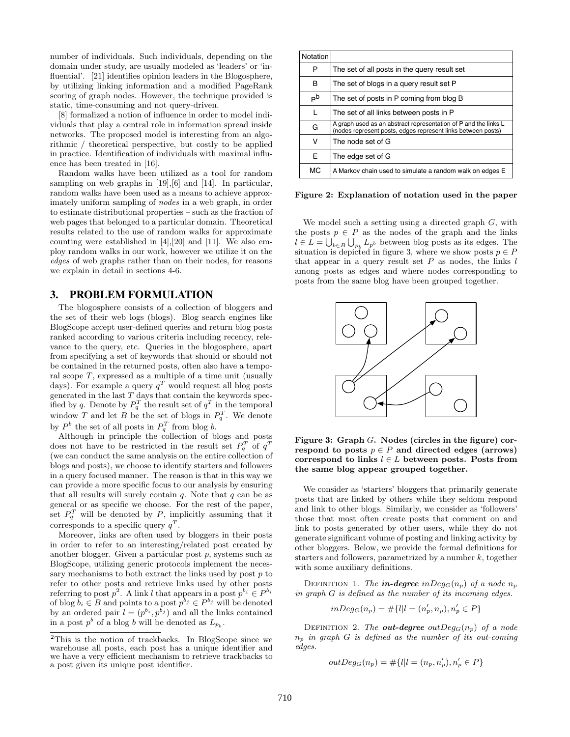number of individuals. Such individuals, depending on the domain under study, are usually modeled as 'leaders' or 'influential'. [21] identifies opinion leaders in the Blogosphere, by utilizing linking information and a modified PageRank scoring of graph nodes. However, the technique provided is static, time-consuming and not query-driven.

[8] formalized a notion of influence in order to model individuals that play a central role in information spread inside networks. The proposed model is interesting from an algorithmic / theoretical perspective, but costly to be applied in practice. Identification of individuals with maximal influence has been treated in [16].

Random walks have been utilized as a tool for random sampling on web graphs in [19],[6] and [14]. In particular, random walks have been used as a means to achieve approximately uniform sampling of *nodes* in a web graph, in order to estimate distributional properties – such as the fraction of web pages that belonged to a particular domain. Theoretical results related to the use of random walks for approximate counting were established in [4],[20] and [11]. We also employ random walks in our work, however we utilize it on the *edges* of web graphs rather than on their nodes, for reasons we explain in detail in sections 4-6.

## 3. PROBLEM FORMULATION

The blogosphere consists of a collection of bloggers and the set of their web logs (blogs). Blog search engines like BlogScope accept user-defined queries and return blog posts ranked according to various criteria including recency, relevance to the query, etc. Queries in the blogosphere, apart from specifying a set of keywords that should or should not be contained in the returned posts, often also have a temporal scope $T$, expressed as a multiple of a time unit (usually days). For example a query $q^T$ would request all blog posts generated in the last $T$ days that contain the keywords specified by $q$. Denote by $P_q^T$ the result set of $q^T$ in the temporal window $T$ and let $B$ be the set of blogs in $P_q^T$. We denote by $P^b$ the set of all posts in $P_q^T$ from blog $b$.

Although in principle the collection of blogs and posts does not have to be restricted in the result set $P_q^T$ of $q^T$ (we can conduct the same analysis on the entire collection of blogs and posts), we choose to identify starters and followers in a query focused manner. The reason is that in this way we can provide a more specific focus to our analysis by ensuring that all results will surely contain $q$. Note that $q$ can be as general or as specific we choose. For the rest of the paper, set $P_q^T$ will be denoted by $P$, implicitly assuming that it corresponds to a specific query $q^T$.

Moreover, links are often used by bloggers in their posts in order to refer to an interesting/related post created by another blogger. Given a particular post $p$, systems such as BlogScope, utilizing generic protocols implement the necessary mechanisms to both extract the links used by post $p$ to refer to other posts and retrieve links used by other posts referring to post $p$[2]. A link $l$ that appears in a post $p^{b_i} \in P^{b_i}$ of blog $b_i \in B$ and points to a post $p^{b_j} \in P^{b_j}$ will be denoted by an ordered pair $l = (p^{b_i}, p^{b_j})$ and all the links contained in a post $p^b$ of a blog $b$ will be denoted as $L_{p_b}$.

[2]This is the notion of trackbacks. In BlogScope since we warehouse all posts, each post has a unique identifier and we have a very efficient mechanism to retrieve trackbacks to a post given its unique post identifier.

| Notation | |
|---|---|
| P | The set of all posts in the query result set |
| B | The set of blogs in a query result set P |
| $P^b$ | The set of posts in P coming from blog B |
| L | The set of all links between posts in P |
| G | A graph used as an abstract representation of P and the links L (nodes represent posts, edges represent links between posts) |
| V | The node set of G |
| E | The edge set of G |
| MC | A Markov chain used to simulate a random walk on edges E |

**Figure 2: Explanation of notation used in the paper**

We model such a setting using a directed graph $G$, with the posts $p \in P$ as the nodes of the graph and the links $l \in L = \bigcup_{b \in B} \bigcup_{p_b} L_{p^b}$ between blog posts as its edges. The situation is depicted in figure 3, where we show posts $p \in P$ that appear in a query result set $P$ as nodes, the links $l$ among posts as edges and where nodes corresponding to posts from the same blog have been grouped together.

**Figure 3: Graph $G$. Nodes (circles in the figure) correspond to posts $p \in P$ and directed edges (arrows) correspond to links $l \in L$ between posts. Posts from the same blog appear grouped together.**

We consider as 'starters' bloggers that primarily generate posts that are linked by others while they seldom respond and link to other blogs. Similarly, we consider as 'followers' those that most often create posts that comment on and link to posts generated by other users, while they do not generate significant volume of posting and linking activity by other bloggers. Below, we provide the formal definitions for starters and followers, parametrized by a number $k$, together with some auxiliary definitions.

DEFINITION 1. *The* ***in-degree*** $inDeg_G(n_p)$ *of a node* $n_p$ *in graph* $G$ *is defined as the number of its incoming edges.*

$$inDeg_G(n_p) = \#\{l | l = (n'_p, n_p), n'_p \in P\}$$

DEFINITION 2. *The* ***out-degree*** $outDeg_G(n_p)$ *of a node* $n_p$ *in graph* $G$ *is defined as the number of its out-coming edges.*

$$outDeg_G(n_p) = \#\{l | l = (n_p, n'_p), n'_p \in P\}$$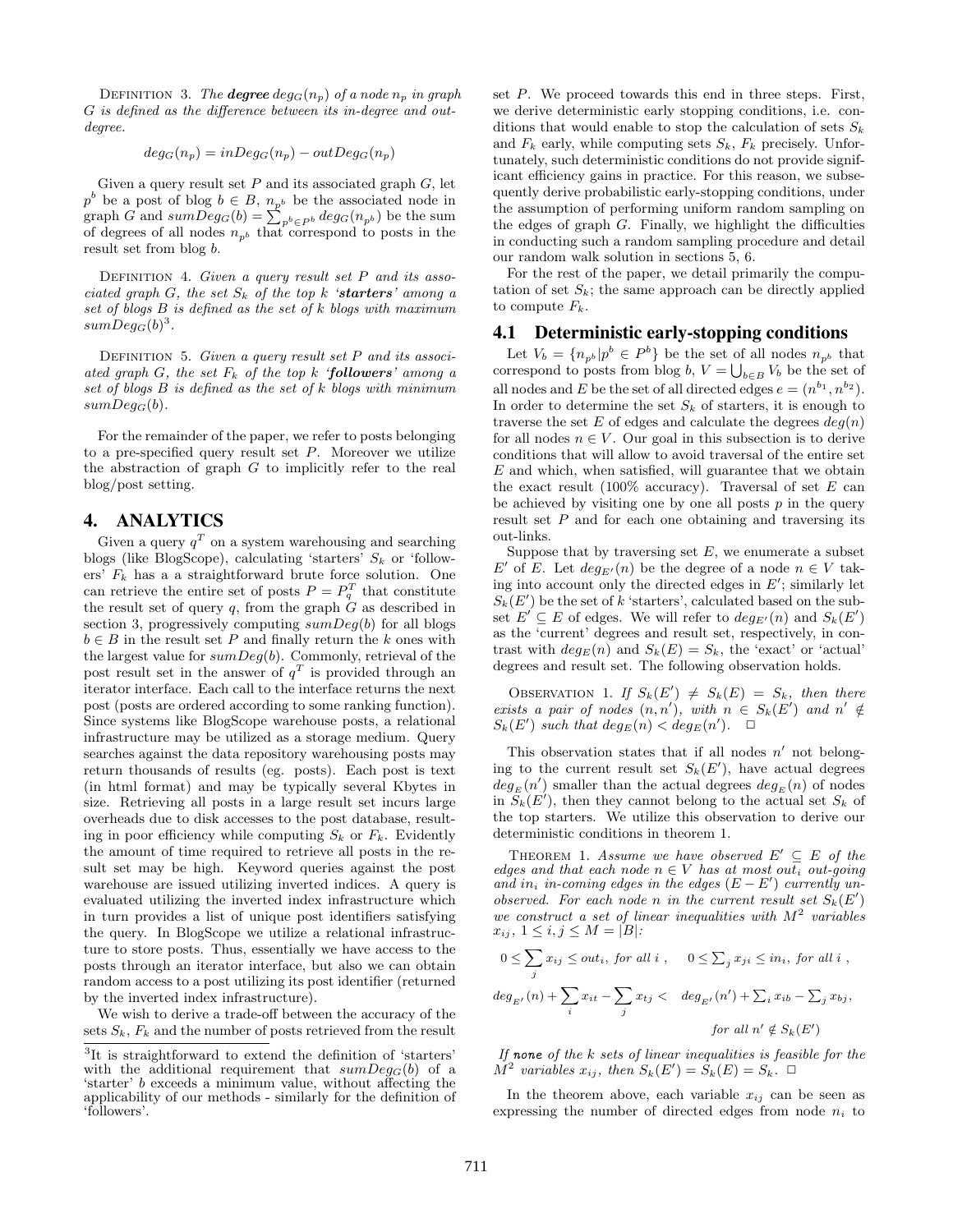DEFINITION 3. *The **degree** $deg_G(n_p)$ of a node $n_p$ in graph $G$ is defined as the difference between its in-degree and out-degree.*

$$deg_G(n_p) = inDeg_G(n_p) - outDeg_G(n_p)$$

Given a query result set $P$ and its associated graph $G$, let $p^b$ be a post of blog $b \in B$, $n_{p^b}$ be the associated node in graph $G$ and $sumDeg_G(b) = \sum_{p^b \in P^b} deg_G(n_{p^b})$ be the sum of degrees of all nodes $n_{p^b}$ that correspond to posts in the result set from blog $b$.

DEFINITION 4. *Given a query result set $P$ and its associated graph $G$, the set $S_k$ of the top $k$ '**starters**' among a set of blogs $B$ is defined as the set of $k$ blogs with maximum $sumDeg_G(b)$*[3].

DEFINITION 5. *Given a query result set $P$ and its associated graph $G$, the set $F_k$ of the top $k$ '**followers**' among a set of blogs $B$ is defined as the set of $k$ blogs with minimum $sumDeg_G(b)$.*

For the remainder of the paper, we refer to posts belonging to a pre-specified query result set $P$. Moreover we utilize the abstraction of graph $G$ to implicitly refer to the real blog/post setting.

## 4. ANALYTICS

Given a query $q^T$ on a system warehousing and searching blogs (like BlogScope), calculating 'starters' $S_k$ or 'followers' $F_k$ has a a straightforward brute force solution. One can retrieve the entire set of posts $P = P_q^T$ that constitute the result set of query $q$, from the graph $G$ as described in section 3, progressively computing $sumDeg(b)$ for all blogs $b \in B$ in the result set $P$ and finally return the $k$ ones with the largest value for $sumDeg(b)$. Commonly, retrieval of the post result set in the answer of $q^T$ is provided through an iterator interface. Each call to the interface returns the next post (posts are ordered according to some ranking function). Since systems like BlogScope warehouse posts, a relational infrastructure may be utilized as a storage medium. Query searches against the data repository warehousing posts may return thousands of results (eg. posts). Each post is text (in html format) and may be typically several Kbytes in size. Retrieving all posts in a large result set incurs large overheads due to disk accesses to the post database, resulting in poor efficiency while computing $S_k$ or $F_k$. Evidently the amount of time required to retrieve all posts in the result set may be high. Keyword queries against the post warehouse are issued utilizing inverted indices. A query is evaluated utilizing the inverted index infrastructure which in turn provides a list of unique post identifiers satisfying the query. In BlogScope we utilize a relational infrastructure to store posts. Thus, essentially we have access to the posts through an iterator interface, but also we can obtain random access to a post utilizing its post identifier (returned by the inverted index infrastructure).

We wish to derive a trade-off between the accuracy of the sets $S_k$, $F_k$ and the number of posts retrieved from the result set $P$. We proceed towards this end in three steps. First, we derive deterministic early stopping conditions, i.e. conditions that would enable to stop the calculation of sets $S_k$ and $F_k$ early, while computing sets $S_k$, $F_k$ precisely. Unfortunately, such deterministic conditions do not provide significant efficiency gains in practice. For this reason, we subsequently derive probabilistic early-stopping conditions, under the assumption of performing uniform random sampling on the edges of graph $G$. Finally, we highlight the difficulties in conducting such a random sampling procedure and detail our random walk solution in sections 5, 6.

For the rest of the paper, we detail primarily the computation of set $S_k$; the same approach can be directly applied to compute $F_k$.

### 4.1 Deterministic early-stopping conditions

Let $V_b = \{n_{p^b} | p^b \in P^b\}$ be the set of all nodes $n_{p^b}$ that correspond to posts from blog $b$, $V = \bigcup_{b \in B} V_b$ be the set of all nodes and $E$ be the set of all directed edges $e = (n^{b_1}, n^{b_2})$. In order to determine the set $S_k$ of starters, it is enough to traverse the set $E$ of edges and calculate the degrees $deg(n)$ for all nodes $n \in V$. Our goal in this subsection is to derive conditions that will allow to avoid traversal of the entire set $E$ and which, when satisfied, will guarantee that we obtain the exact result (100% accuracy). Traversal of set $E$ can be achieved by visiting one by one all posts $p$ in the query result set $P$ and for each one obtaining and traversing its out-links.

Suppose that by traversing set $E$, we enumerate a subset $E'$ of $E$. Let $deg_{E'}(n)$ be the degree of a node $n \in V$ taking into account only the directed edges in $E'$; similarly let $S_k(E')$ be the set of $k$ 'starters', calculated based on the subset $E' \subseteq E$ of edges. We will refer to $deg_{E'}(n)$ and $S_k(E')$ as the 'current' degrees and result set, respectively, in contrast with $deg_E(n)$ and $S_k(E) = S_k$, the 'exact' or 'actual' degrees and result set. The following observation holds.

OBSERVATION 1. *If $S_k(E') \neq S_k(E) = S_k$, then there exists a pair of nodes $(n, n')$, with $n \in S_k(E')$ and $n' \notin S_k(E')$ such that $deg_E(n) < deg_E(n')$.* □

This observation states that if all nodes $n'$ not belonging to the current result set $S_k(E')$, have actual degrees $deg_E(n')$ smaller than the actual degrees $deg_E(n)$ of nodes in $S_k(E')$, then they cannot belong to the actual set $S_k$ of the top starters. We utilize this observation to derive our deterministic conditions in theorem 1.

THEOREM 1. *Assume we have observed $E' \subseteq E$ of the edges and that each node $n \in V$ has at most $out_i$ out-going and $in_i$ in-coming edges in the edges $(E - E')$ currently unobserved. For each node $n$ in the current result set $S_k(E')$ we construct a set of linear inequalities with $M^2$ variables $x_{ij}$, $1 \leq i, j \leq M = |B|$:*

$$0 \leq \sum_j x_{ij} \leq out_i, \text{ for all } i, \quad 0 \leq \sum_j x_{ji} \leq in_i, \text{ for all } i,$$

$$deg_{E'}(n) + \sum_i x_{it} - \sum_j x_{tj} < deg_{E'}(n') + \sum_i x_{ib} - \sum_j x_{bj},$$

$$\text{for all } n' \notin S_k(E')$$

*If **none** of the $k$ sets of linear inequalities is feasible for the $M^2$ variables $x_{ij}$, then $S_k(E') = S_k(E) = S_k$.* □

In the theorem above, each variable $x_{ij}$ can be seen as expressing the number of directed edges from node $n_i$ to

---

[3] It is straightforward to extend the definition of 'starters' with the additional requirement that $sumDeg_G(b)$ of a 'starter' $b$ exceeds a minimum value, without affecting the applicability of our methods - similarly for the definition of 'followers'.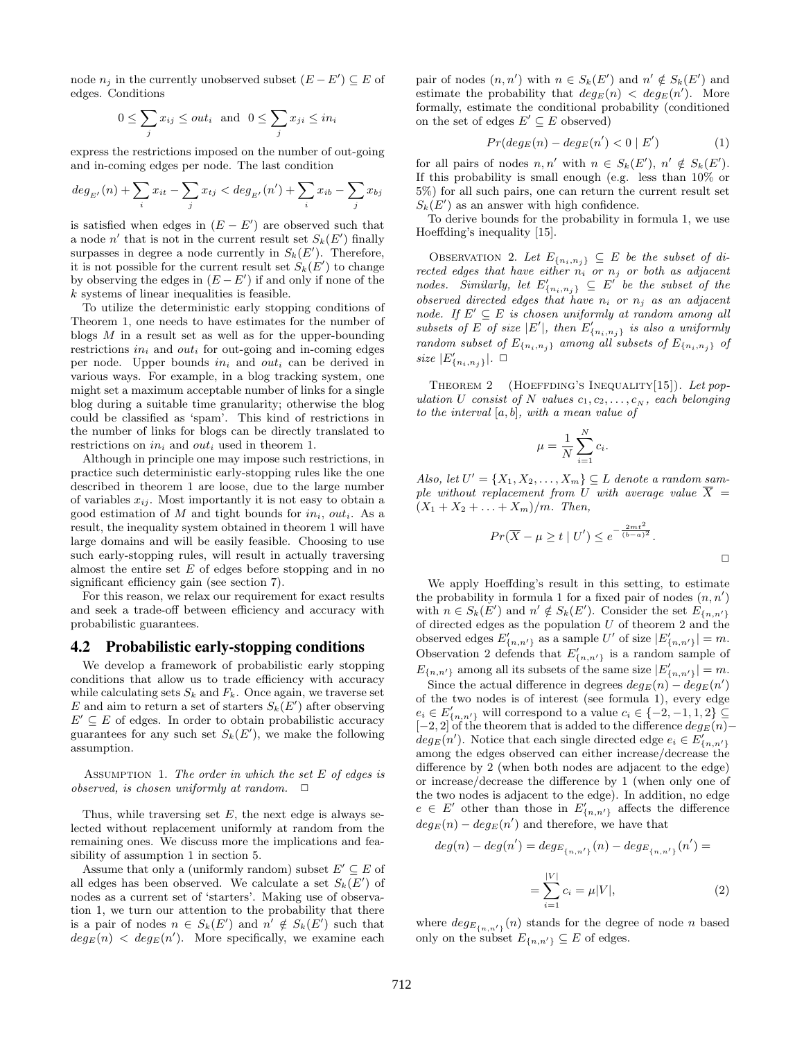node $n_j$ in the currently unobserved subset $(E - E') \subseteq E$ of edges. Conditions

$$0 \leq \sum_j x_{ij} \leq out_i \text{ and } 0 \leq \sum_j x_{ji} \leq in_i$$

express the restrictions imposed on the number of out-going and in-coming edges per node. The last condition

$$deg_{E'}(n) + \sum_i x_{it} - \sum_j x_{tj} < deg_{E'}(n') + \sum_i x_{ib} - \sum_j x_{bj}$$

is satisfied when edges in $(E - E')$ are observed such that a node $n'$ that is not in the current result set $S_k(E')$ finally surpasses in degree a node currently in $S_k(E')$. Therefore, it is not possible for the current result set $S_k(E')$ to change by observing the edges in $(E - E')$ if and only if none of the $k$ systems of linear inequalities is feasible.

To utilize the deterministic early stopping conditions of Theorem 1, one needs to have estimates for the number of blogs $M$ in a result set as well as for the upper-bounding restrictions $in_i$ and $out_i$ for out-going and in-coming edges per node. Upper bounds $in_i$ and $out_i$ can be derived in various ways. For example, in a blog tracking system, one might set a maximum acceptable number of links for a single blog during a suitable time granularity; otherwise the blog could be classified as 'spam'. This kind of restrictions in the number of links for blogs can be directly translated to restrictions on $in_i$ and $out_i$ used in theorem 1.

Although in principle one may impose such restrictions, in practice such deterministic early-stopping rules like the one described in theorem 1 are loose, due to the large number of variables $x_{ij}$. Most importantly it is not easy to obtain a good estimation of $M$ and tight bounds for $in_i$, $out_i$. As a result, the inequality system obtained in theorem 1 will have large domains and will be easily feasible. Choosing to use such early-stopping rules, will result in actually traversing almost the entire set $E$ of edges before stopping and in no significant efficiency gain (see section 7).

For this reason, we relax our requirement for exact results and seek a trade-off between efficiency and accuracy with probabilistic guarantees.

## 4.2 Probabilistic early-stopping conditions

We develop a framework of probabilistic early stopping conditions that allow us to trade efficiency with accuracy while calculating sets $S_k$ and $F_k$. Once again, we traverse set $E$ and aim to return a set of starters $S_k(E')$ after observing $E' \subseteq E$ of edges. In order to obtain probabilistic accuracy guarantees for any such set $S_k(E')$, we make the following assumption.

ASSUMPTION 1. *The order in which the set $E$ of edges is observed, is chosen uniformly at random.* □

Thus, while traversing set $E$, the next edge is always selected without replacement uniformly at random from the remaining ones. We discuss more the implications and feasibility of assumption 1 in section 5.

Assume that only a (uniformly random) subset $E' \subseteq E$ of all edges has been observed. We calculate a set $S_k(E')$ of nodes as a current set of 'starters'. Making use of observation 1, we turn our attention to the probability that there is a pair of nodes $n \in S_k(E')$ and $n' \notin S_k(E')$ such that $deg_E(n) < deg_E(n')$. More specifically, we examine each pair of nodes $(n, n')$ with $n \in S_k(E')$ and $n' \notin S_k(E')$ and estimate the probability that $deg_E(n) < deg_E(n')$. More formally, estimate the conditional probability (conditioned on the set of edges $E' \subseteq E$ observed)

$$Pr(deg_E(n) - deg_E(n') < 0 \mid E') \tag{1}$$

for all pairs of nodes $n, n'$ with $n \in S_k(E')$, $n' \notin S_k(E')$. If this probability is small enough (e.g. less than 10% or 5%) for all such pairs, one can return the current result set $S_k(E')$ as an answer with high confidence.

To derive bounds for the probability in formula 1, we use Hoeffding's inequality [15].

OBSERVATION 2. *Let $E_{\{n_i,n_j\}} \subseteq E$ be the subset of directed edges that have either $n_i$ or $n_j$ or both as adjacent nodes. Similarly, let $E'_{\{n_i,n_j\}} \subseteq E'$ be the subset of the observed directed edges that have $n_i$ or $n_j$ as an adjacent node. If $E' \subseteq E$ is chosen uniformly at random among all subsets of $E$ of size $|E'|$, then $E'_{\{n_i,n_j\}}$ is also a uniformly random subset of $E_{\{n_i,n_j\}}$ among all subsets of $E_{\{n_i,n_j\}}$ of size $|E'_{\{n_i,n_j\}}|$.* □

THEOREM 2 (HOEFFDING'S INEQUALITY[15]). *Let population $U$ consist of $N$ values $c_1, c_2, \ldots, c_N$, each belonging to the interval $[a, b]$, with a mean value of*

$$\mu = \frac{1}{N}\sum_{i=1}^{N} c_i.$$

*Also, let $U' = \{X_1, X_2, \ldots, X_m\} \subseteq L$ denote a random sample without replacement from $U$ with average value $\overline{X} = (X_1 + X_2 + \ldots + X_m)/m$. Then,*

$$Pr(\overline{X} - \mu \geq t \mid U') \leq e^{-\frac{2mt^2}{(b-a)^2}}.$$

□

We apply Hoeffding's result in this setting, to estimate the probability in formula 1 for a fixed pair of nodes $(n, n')$ with $n \in S_k(E')$ and $n' \notin S_k(E')$. Consider the set $E_{\{n,n'\}}$ of directed edges as the population $U$ of theorem 2 and the observed edges $E'_{\{n,n'\}}$ as a sample $U'$ of size $|E'_{\{n,n'\}}| = m$. Observation 2 defends that $E'_{\{n,n'\}}$ is a random sample of $E_{\{n,n'\}}$ among all its subsets of the same size $|E'_{\{n,n'\}}| = m$.

Since the actual difference in degrees $deg_E(n) - deg_E(n')$ of the two nodes is of interest (see formula 1), every edge $e_i \in E'_{\{n,n'\}}$ will correspond to a value $c_i \in \{-2, -1, 1, 2\} \subseteq [-2, 2]$ of the theorem that is added to the difference $deg_E(n) - deg_E(n')$. Notice that each single directed edge $e_i \in E'_{\{n,n'\}}$ among the edges observed can either increase/decrease the difference by 2 (when both nodes are adjacent to the edge) or increase/decrease the difference by 1 (when only one of the two nodes is adjacent to the edge). In addition, no edge $e \in E'$ other than those in $E'_{\{n,n'\}}$ affects the difference $deg_E(n) - deg_E(n')$ and therefore, we have that

$$deg(n) - deg(n') = deg_{E_{\{n,n'\}}}(n) - deg_{E_{\{n,n'\}}}(n') =$$

$$= \sum_{i=1}^{|V|} c_i = \mu|V|, \tag{2}$$

where $deg_{E_{\{n,n'\}}}(n)$ stands for the degree of node $n$ based only on the subset $E_{\{n,n'\}} \subseteq E$ of edges.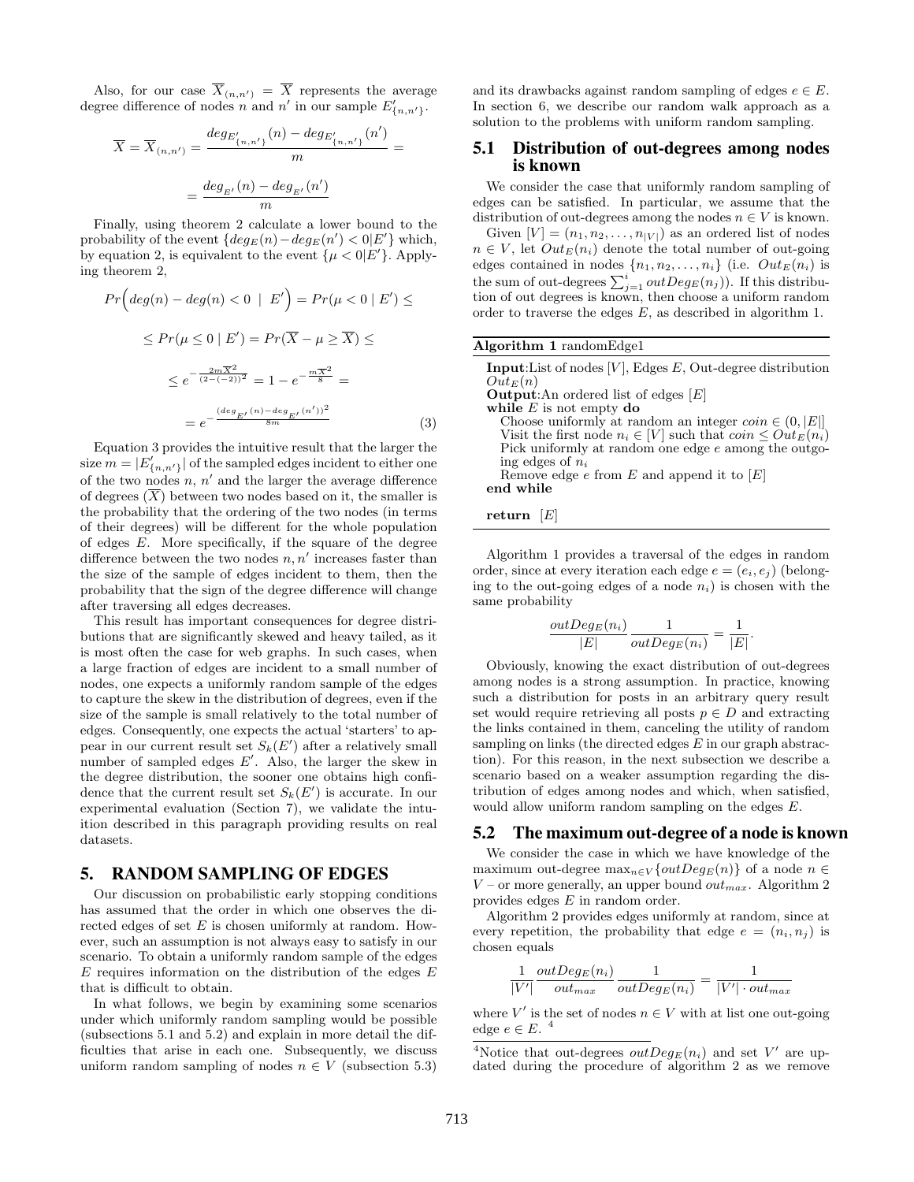Also, for our case $\overline{X}_{(n,n')} = \overline{X}$ represents the average degree difference of nodes $n$ and $n'$ in our sample $E'_{\{n,n'\}}$.

$$\overline{X} = \overline{X}_{(n,n')} = \frac{deg_{E'_{\{n,n'\}}}(n) - deg_{E'_{\{n,n'\}}}(n')}{m} =$$

$$= \frac{deg_{E'}(n) - deg_{E'}(n')}{m}$$

Finally, using theorem 2 calculate a lower bound to the probability of the event $\{deg_E(n) - deg_E(n') < 0 | E'\}$ which, by equation 2, is equivalent to the event $\{\mu < 0 | E'\}$. Applying theorem 2,

$$Pr\Big(deg(n) - deg(n) < 0 \ | \ E'\Big) = Pr(\mu < 0 \mid E') \leq$$

$$\leq Pr(\mu \leq 0 \mid E') = Pr(\overline{X} - \mu \geq \overline{X}) \leq$$

$$\leq e^{-\frac{2m\overline{X}^2}{(2-(-2))^2}} = 1 - e^{-\frac{m\overline{X}^2}{8}} =$$

$$= e^{-\frac{(deg_{E'}(n) - deg_{E'}(n'))^2}{8m}} \tag{3}$$

Equation 3 provides the intuitive result that the larger the size $m = |E'_{\{n,n'\}}|$ of the sampled edges incident to either one of the two nodes $n$, $n'$ and the larger the average difference of degrees $(\overline{X})$ between two nodes based on it, the smaller is the probability that the ordering of the two nodes (in terms of their degrees) will be different for the whole population of edges $E$. More specifically, if the square of the degree difference between the two nodes $n, n'$ increases faster than the size of the sample of edges incident to them, then the probability that the sign of the degree difference will change after traversing all edges decreases.

This result has important consequences for degree distributions that are significantly skewed and heavy tailed, as it is most often the case for web graphs. In such cases, when a large fraction of edges are incident to a small number of nodes, one expects a uniformly random sample of the edges to capture the skew in the distribution of degrees, even if the size of the sample is small relatively to the total number of edges. Consequently, one expects the actual 'starters' to appear in our current result set $S_k(E')$ after a relatively small number of sampled edges $E'$. Also, the larger the skew in the degree distribution, the sooner one obtains high confidence that the current result set $S_k(E')$ is accurate. In our experimental evaluation (Section 7), we validate the intuition described in this paragraph providing results on real datasets.

## 5. RANDOM SAMPLING OF EDGES

Our discussion on probabilistic early stopping conditions has assumed that the order in which one observes the directed edges of set $E$ is chosen uniformly at random. However, such an assumption is not always easy to satisfy in our scenario. To obtain a uniformly random sample of the edges $E$ requires information on the distribution of the edges $E$ that is difficult to obtain.

In what follows, we begin by examining some scenarios under which uniformly random sampling would be possible (subsections 5.1 and 5.2) and explain in more detail the difficulties that arise in each one. Subsequently, we discuss uniform random sampling of nodes $n \in V$ (subsection 5.3) and its drawbacks against random sampling of edges $e \in E$. In section 6, we describe our random walk approach as a solution to the problems with uniform random sampling.

### 5.1 Distribution of out-degrees among nodes is known

We consider the case that uniformly random sampling of edges can be satisfied. In particular, we assume that the distribution of out-degrees among the nodes $n \in V$ is known.

Given $[V] = (n_1, n_2, \ldots, n_{|V|})$ as an ordered list of nodes $n \in V$, let $Out_E(n_i)$ denote the total number of out-going edges contained in nodes $\{n_1, n_2, \ldots, n_i\}$ (i.e. $Out_E(n_i)$ is the sum of out-degrees $\sum_{j=1}^{i} outDeg_E(n_j)$). If this distribution of out degrees is known, then choose a uniform random order to traverse the edges $E$, as described in algorithm 1.

**Algorithm 1** randomEdge1

```
Input:List of nodes [V], Edges E, Out-degree distribution
Out_E(n)
Output:An ordered list of edges [E]
while E is not empty do
    Choose uniformly at random an integer coin ∈ (0, |E|]
    Visit the first node n_i ∈ [V] such that coin ≤ Out_E(n_i)
    Pick uniformly at random one edge e among the outgo-
    ing edges of n_i
    Remove edge e from E and append it to [E]
end while

return [E]
```

Algorithm 1 provides a traversal of the edges in random order, since at every iteration each edge $e = (e_i, e_j)$ (belonging to the out-going edges of a node $n_i$) is chosen with the same probability

$$\frac{outDeg_E(n_i)}{|E|} \frac{1}{outDeg_E(n_i)} = \frac{1}{|E|}.$$

Obviously, knowing the exact distribution of out-degrees among nodes is a strong assumption. In practice, knowing such a distribution for posts in an arbitrary query result set would require retrieving all posts $p \in D$ and extracting the links contained in them, canceling the utility of random sampling on links (the directed edges $E$ in our graph abstraction). For this reason, in the next subsection we describe a scenario based on a weaker assumption regarding the distribution of edges among nodes and which, when satisfied, would allow uniform random sampling on the edges $E$.

### 5.2 The maximum out-degree of a node is known

We consider the case in which we have knowledge of the maximum out-degree $\max_{n \in V}\{outDeg_E(n)\}$ of a node $n \in V$ – or more generally, an upper bound $out_{max}$. Algorithm 2 provides edges $E$ in random order.

Algorithm 2 provides edges uniformly at random, since at every repetition, the probability that edge $e = (n_i, n_j)$ is chosen equals

$$\frac{1}{|V'|} \frac{outDeg_E(n_i)}{out_{max}} \frac{1}{outDeg_E(n_i)} = \frac{1}{|V'| \cdot out_{max}}$$

where $V'$ is the set of nodes $n \in V$ with at list one out-going edge $e \in E$. [4]

[4]Notice that out-degrees $outDeg_E(n_i)$ and set $V'$ are updated during the procedure of algorithm 2 as we remove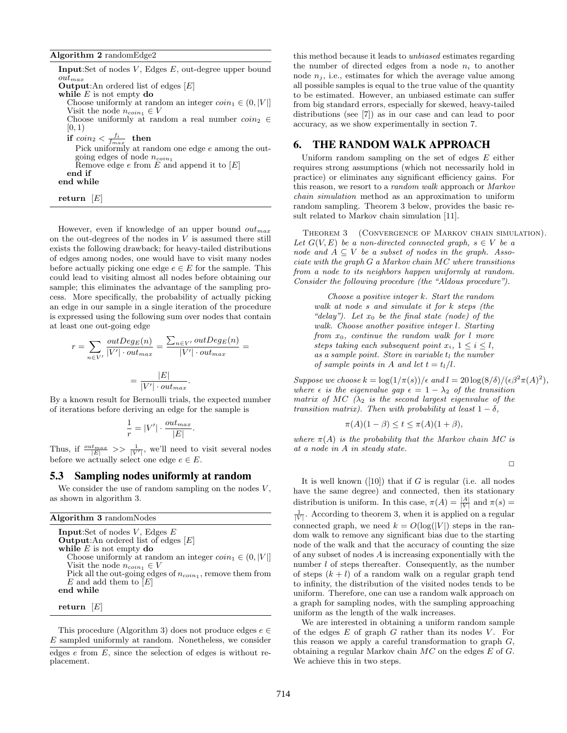**Algorithm 2** randomEdge2

```
Input:Set of nodes V, Edges E, out-degree upper bound out_max
Output:An ordered list of edges [E]
while E is not empty do
   Choose uniformly at random an integer coin_1 ∈ (0, |V|]
   Visit the node n_coin_1 ∈ V
   Choose uniformly at random a real number coin_2 ∈ [0, 1)
   if coin_2 < f_i / f_max then
      Pick uniformly at random one edge e among the out-going edges of node n_coin_1
      Remove edge e from E and append it to [E]
   end if
end while
return [E]
```

However, even if knowledge of an upper bound $out_{max}$ on the out-degrees of the nodes in $V$ is assumed there still exists the following drawback; for heavy-tailed distributions of edges among nodes, one would have to visit many nodes before actually picking one edge $e \in E$ for the sample. This could lead to visiting almost all nodes before obtaining our sample; this eliminates the advantage of the sampling process. More specifically, the probability of actually picking an edge in our sample in a single iteration of the procedure is expressed using the following sum over nodes that contain at least one out-going edge

$$r = \sum_{n \in V'} \frac{outDeg_E(n)}{|V'| \cdot out_{max}} = \frac{\sum_{n \in V'} outDeg_E(n)}{|V'| \cdot out_{max}} =$$

$$= \frac{|E|}{|V'| \cdot out_{max}}.$$

By a known result for Bernoulli trials, the expected number of iterations before deriving an edge for the sample is

$$\frac{1}{r} = |V'| \cdot \frac{out_{max}}{|E|}.$$

Thus, if $\frac{out_{max}}{|E|} >> \frac{1}{|V'|}$, we'll need to visit several nodes before we actually select one edge $e \in E$.

### 5.3 Sampling nodes uniformly at random

We consider the use of random sampling on the nodes $V$, as shown in algorithm 3.

**Algorithm 3** randomNodes

```
Input:Set of nodes V, Edges E
Output:An ordered list of edges [E]
while E is not empty do
   Choose uniformly at random an integer coin_1 ∈ (0, |V|]
   Visit the node n_coin_1 ∈ V
   Pick all the out-going edges of n_coin_1, remove them from E and add them to [E]
end while
return [E]
```

This procedure (Algorithm 3) does not produce edges $e \in E$ sampled uniformly at random. Nonetheless, we consider this method because it leads to *unbiased* estimates regarding the number of directed edges from a node $n_i$ to another node $n_j$, i.e., estimates for which the average value among all possible samples is equal to the true value of the quantity to be estimated. However, an unbiased estimate can suffer from big standard errors, especially for skewed, heavy-tailed distributions (see [7]) as in our case and can lead to poor accuracy, as we show experimentally in section 7.

edges $e$ from $E$, since the selection of edges is without replacement.

## 6. THE RANDOM WALK APPROACH

Uniform random sampling on the set of edges $E$ either requires strong assumptions (which not necessarily hold in practice) or eliminates any significant efficiency gains. For this reason, we resort to a *random walk* approach or *Markov chain simulation* method as an approximation to uniform random sampling. Theorem 3 below, provides the basic result related to Markov chain simulation [11].

THEOREM 3 (CONVERGENCE OF MARKOV CHAIN SIMULATION). *Let $G(V, E)$ be a non-directed connected graph, $s \in V$ be a node and $A \subseteq V$ be a subset of nodes in the graph. Associate with the graph $G$ a Markov chain $MC$ where transitions from a node to its neighbors happen uniformly at random. Consider the following procedure (the "Aldous procedure").*

> *Choose a positive integer $k$. Start the random walk at node $s$ and simulate it for $k$ steps (the "delay"). Let $x_0$ be the final state (node) of the walk. Choose another positive integer $l$. Starting from $x_0$, continue the random walk for $l$ more steps taking each subsequent point $x_i$, $1 \leq i \leq l$, as a sample point. Store in variable $t_l$ the number of sample points in $A$ and let $t = t_l/l$.*

*Suppose we choose $k = \log(1/\pi(s))/\epsilon$ and $l = 20\log(8/\delta)/(\epsilon\beta^2\pi(A)^2)$, where $\epsilon$ is the eigenvalue gap $\epsilon = 1 - \lambda_2$ of the transition matrix of $MC$ ($\lambda_2$ is the second largest eigenvalue of the transition matrix). Then with probability at least $1 - \delta$,*

$$\pi(A)(1 - \beta) \leq t \leq \pi(A)(1 + \beta),$$

*where $\pi(A)$ is the probability that the Markov chain $MC$ is at a node in $A$ in steady state.*

□

It is well known ([10]) that if $G$ is regular (i.e. all nodes have the same degree) and connected, then its stationary distribution is uniform. In this case, $\pi(A) = \frac{|A|}{|V|}$ and $\pi(s) = \frac{1}{|V|}$. According to theorem 3, when it is applied on a regular connected graph, we need $k = O(\log(|V|)$ steps in the random walk to remove any significant bias due to the starting node of the walk and that the accuracy of counting the size of any subset of nodes $A$ is increasing exponentially with the number $l$ of steps thereafter. Consequently, as the number of steps $(k + l)$ of a random walk on a regular graph tend to infinity, the distribution of the visited nodes tends to be uniform. Therefore, one can use a random walk approach on a graph for sampling nodes, with the sampling approaching uniform as the length of the walk increases.

We are interested in obtaining a uniform random sample of the edges $E$ of graph $G$ rather than its nodes $V$. For this reason we apply a careful transformation to graph $G$, obtaining a regular Markov chain $MC$ on the edges $E$ of $G$. We achieve this in two steps.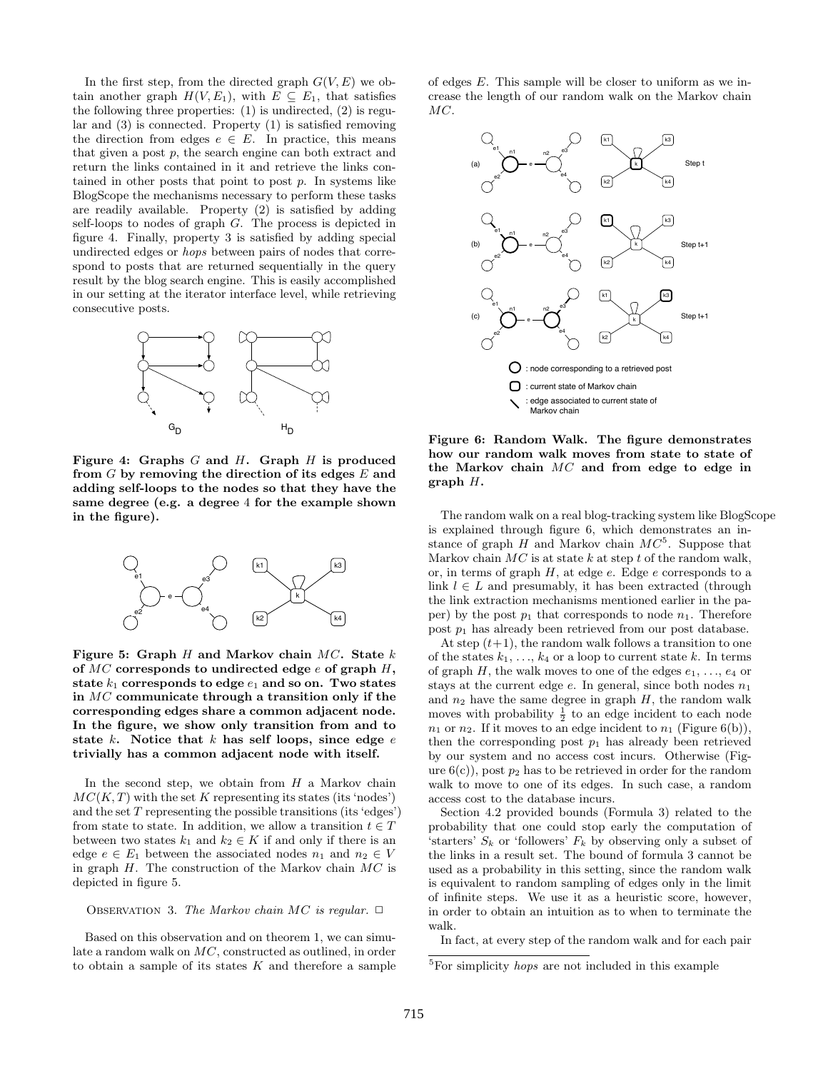In the first step, from the directed graph $G(V, E)$ we obtain another graph $H(V, E_1)$, with $E \subseteq E_1$, that satisfies the following three properties: (1) is undirected, (2) is regular and (3) is connected. Property (1) is satisfied removing the direction from edges $e \in E$. In practice, this means that given a post $p$, the search engine can both extract and return the links contained in it and retrieve the links contained in other posts that point to post $p$. In systems like BlogScope the mechanisms necessary to perform these tasks are readily available. Property (2) is satisfied by adding self-loops to nodes of graph $G$. The process is depicted in figure 4. Finally, property 3 is satisfied by adding special undirected edges or *hops* between pairs of nodes that correspond to posts that are returned sequentially in the query result by the blog search engine. This is easily accomplished in our setting at the iterator interface level, while retrieving consecutive posts.

**Figure 4: Graphs $G$ and $H$. Graph $H$ is produced from $G$ by removing the direction of its edges $E$ and adding self-loops to the nodes so that they have the same degree (e.g. a degree 4 for the example shown in the figure).**

**Figure 5: Graph $H$ and Markov chain $MC$. State $k$ of $MC$ corresponds to undirected edge $e$ of graph $H$, state $k_1$ corresponds to edge $e_1$ and so on. Two states in $MC$ communicate through a transition only if the corresponding edges share a common adjacent node. In the figure, we show only transition from and to state $k$. Notice that $k$ has self loops, since edge $e$ trivially has a common adjacent node with itself.**

In the second step, we obtain from $H$ a Markov chain $MC(K, T)$ with the set $K$ representing its states (its 'nodes') and the set $T$ representing the possible transitions (its 'edges') from state to state. In addition, we allow a transition $t \in T$ between two states $k_1$ and $k_2 \in K$ if and only if there is an edge $e \in E_1$ between the associated nodes $n_1$ and $n_2 \in V$ in graph $H$. The construction of the Markov chain $MC$ is depicted in figure 5.

OBSERVATION 3. *The Markov chain $MC$ is regular.* □

Based on this observation and on theorem 1, we can simulate a random walk on $MC$, constructed as outlined, in order to obtain a sample of its states $K$ and therefore a sample of edges $E$. This sample will be closer to uniform as we increase the length of our random walk on the Markov chain $MC$.

**Figure 6: Random Walk. The figure demonstrates how our random walk moves from state to state of the Markov chain $MC$ and from edge to edge in graph $H$.**

The random walk on a real blog-tracking system like BlogScope is explained through figure 6, which demonstrates an instance of graph $H$ and Markov chain $MC$[5]. Suppose that Markov chain $MC$ is at state $k$ at step $t$ of the random walk, or, in terms of graph $H$, at edge $e$. Edge $e$ corresponds to a link $l \in L$ and presumably, it has been extracted (through the link extraction mechanisms mentioned earlier in the paper) by the post $p_1$ that corresponds to node $n_1$. Therefore post $p_1$ has already been retrieved from our post database.

At step $(t+1)$, the random walk follows a transition to one of the states $k_1, \ldots, k_4$ or a loop to current state $k$. In terms of graph $H$, the walk moves to one of the edges $e_1, \ldots, e_4$ or stays at the current edge $e$. In general, since both nodes $n_1$ and $n_2$ have the same degree in graph $H$, the random walk moves with probability $\frac{1}{2}$ to an edge incident to each node $n_1$ or $n_2$. If it moves to an edge incident to $n_1$ (Figure 6(b)), then the corresponding post $p_1$ has already been retrieved by our system and no access cost incurs. Otherwise (Figure 6(c)), post $p_2$ has to be retrieved in order for the random walk to move to one of its edges. In such case, a random access cost to the database incurs.

Section 4.2 provided bounds (Formula 3) related to the probability that one could stop early the computation of 'starters' $S_k$ or 'followers' $F_k$ by observing only a subset of the links in a result set. The bound of formula 3 cannot be used as a probability in this setting, since the random walk is equivalent to random sampling of edges only in the limit of infinite steps. We use it as a heuristic score, however, in order to obtain an intuition as to when to terminate the walk.

In fact, at every step of the random walk and for each pair

[5] For simplicity *hops* are not included in this example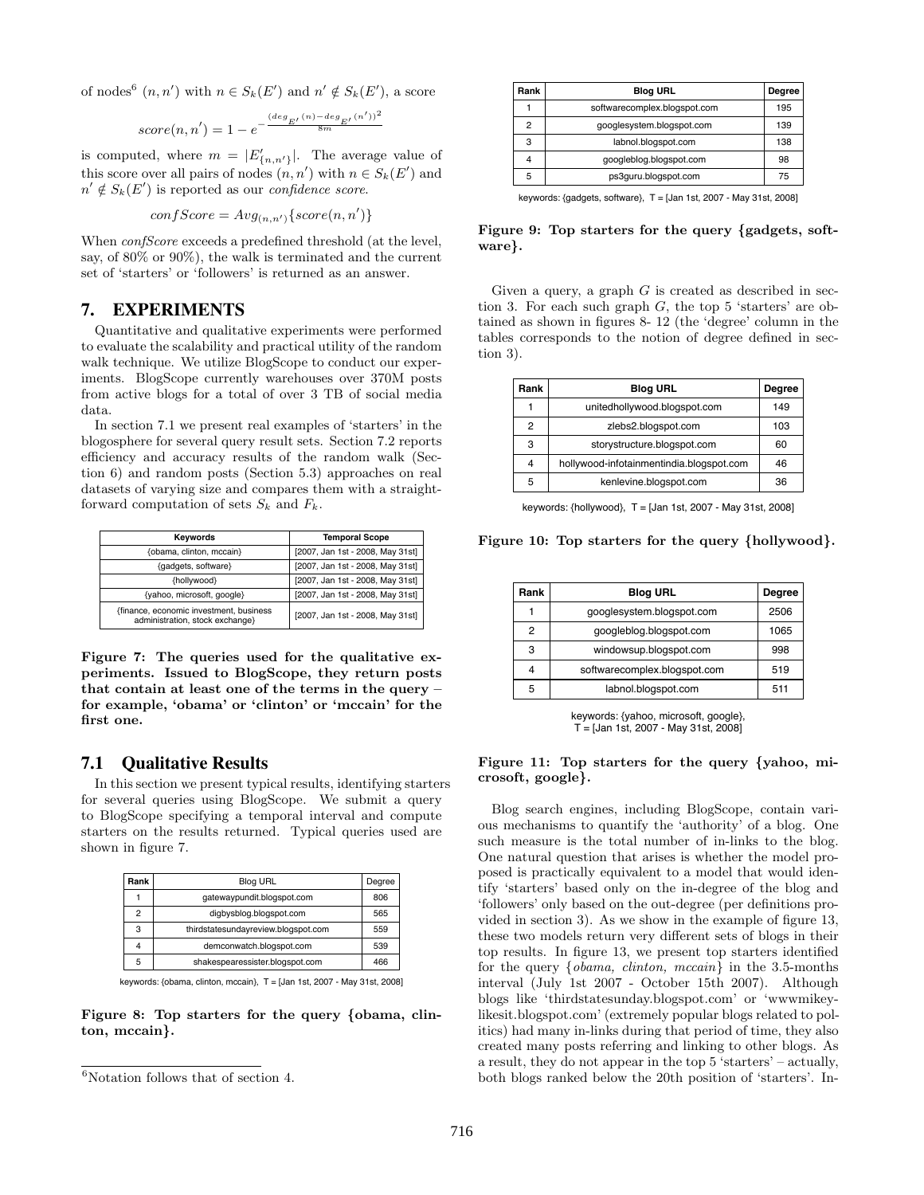of nodes[6] $(n, n')$ with $n \in S_k(E')$ and $n' \notin S_k(E')$, a score

$$score(n, n') = 1 - e^{-\frac{(deg_{E'}(n) - deg_{E'}(n'))^2}{8m}}$$

is computed, where $m = |E'_{\{n,n'\}}|$. The average value of this score over all pairs of nodes $(n, n')$ with $n \in S_k(E')$ and $n' \notin S_k(E')$ is reported as our *confidence score*.

$$confScore = Avg_{(n,n')}\{score(n, n')\}$$

When *confScore* exceeds a predefined threshold (at the level, say, of 80% or 90%), the walk is terminated and the current set of 'starters' or 'followers' is returned as an answer.

## 7. EXPERIMENTS

Quantitative and qualitative experiments were performed to evaluate the scalability and practical utility of the random walk technique. We utilize BlogScope to conduct our experiments. BlogScope currently warehouses over 370M posts from active blogs for a total of over 3 TB of social media data.

In section 7.1 we present real examples of 'starters' in the blogosphere for several query result sets. Section 7.2 reports efficiency and accuracy results of the random walk (Section 6) and random posts (Section 5.3) approaches on real datasets of varying size and compares them with a straightforward computation of sets $S_k$ and $F_k$.

| Keywords | Temporal Scope |
|---|---|
| {obama, clinton, mccain} | [2007, Jan 1st - 2008, May 31st] |
| {gadgets, software} | [2007, Jan 1st - 2008, May 31st] |
| {hollywood} | [2007, Jan 1st - 2008, May 31st] |
| {yahoo, microsoft, google} | [2007, Jan 1st - 2008, May 31st] |
| {finance, economic investment, business administration, stock exchange} | [2007, Jan 1st - 2008, May 31st] |

**Figure 7: The queries used for the qualitative experiments. Issued to BlogScope, they return posts that contain at least one of the terms in the query – for example, 'obama' or 'clinton' or 'mccain' for the first one.**

### 7.1 Qualitative Results

In this section we present typical results, identifying starters for several queries using BlogScope. We submit a query to BlogScope specifying a temporal interval and compute starters on the results returned. Typical queries used are shown in figure 7.

| Rank | Blog URL | Degree |
|---|---|---|
| 1 | gatewaypundit.blogspot.com | 806 |
| 2 | digbysblog.blogspot.com | 565 |
| 3 | thirdstatesundayreview.blogspot.com | 559 |
| 4 | demconwatch.blogspot.com | 539 |
| 5 | shakespearessister.blogspot.com | 466 |

keywords: {obama, clinton, mccain}, T = [Jan 1st, 2007 - May 31st, 2008]

**Figure 8: Top starters for the query {obama, clinton, mccain}.**

| Rank | Blog URL | Degree |
|---|---|---|
| 1 | softwarecomplex.blogspot.com | 195 |
| 2 | googlesystem.blogspot.com | 139 |
| 3 | labnol.blogspot.com | 138 |
| 4 | googleblog.blogspot.com | 98 |
| 5 | ps3guru.blogspot.com | 75 |

keywords: {gadgets, software}, T = [Jan 1st, 2007 - May 31st, 2008]

**Figure 9: Top starters for the query {gadgets, software}.**

Given a query, a graph $G$ is created as described in section 3. For each such graph $G$, the top 5 'starters' are obtained as shown in figures 8- 12 (the 'degree' column in the tables corresponds to the notion of degree defined in section 3).

| Rank | Blog URL | Degree |
|---|---|---|
| 1 | unitedhollywood.blogspot.com | 149 |
| 2 | zlebs2.blogspot.com | 103 |
| 3 | storystructure.blogspot.com | 60 |
| 4 | hollywood-infotainmentindia.blogspot.com | 46 |
| 5 | kenlevine.blogspot.com | 36 |

keywords: {hollywood}, T = [Jan 1st, 2007 - May 31st, 2008]

**Figure 10: Top starters for the query {hollywood}.**

| Rank | Blog URL | Degree |
|---|---|---|
| 1 | googlesystem.blogspot.com | 2506 |
| 2 | googleblog.blogspot.com | 1065 |
| 3 | windowsup.blogspot.com | 998 |
| 4 | softwarecomplex.blogspot.com | 519 |
| 5 | labnol.blogspot.com | 511 |

keywords: {yahoo, microsoft, google}, T = [Jan 1st, 2007 - May 31st, 2008]

**Figure 11: Top starters for the query {yahoo, microsoft, google}.**

Blog search engines, including BlogScope, contain various mechanisms to quantify the 'authority' of a blog. One such measure is the total number of in-links to the blog. One natural question that arises is whether the model proposed is practically equivalent to a model that would identify 'starters' based only on the in-degree of the blog and 'followers' only based on the out-degree (per definitions provided in section 3). As we show in the example of figure 13, these two models return very different sets of blogs in their top results. In figure 13, we present top starters identified for the query {*obama, clinton, mccain*} in the 3.5-months interval (July 1st 2007 - October 15th 2007). Although blogs like 'thirdstatesunday.blogspot.com' or 'wwwmikeylikesit.blogspot.com' (extremely popular blogs related to politics) had many in-links during that period of time, they also created many posts referring and linking to other blogs. As a result, they do not appear in the top 5 'starters' – actually, both blogs ranked below the 20th position of 'starters'. In-

[6] Notation follows that of section 4.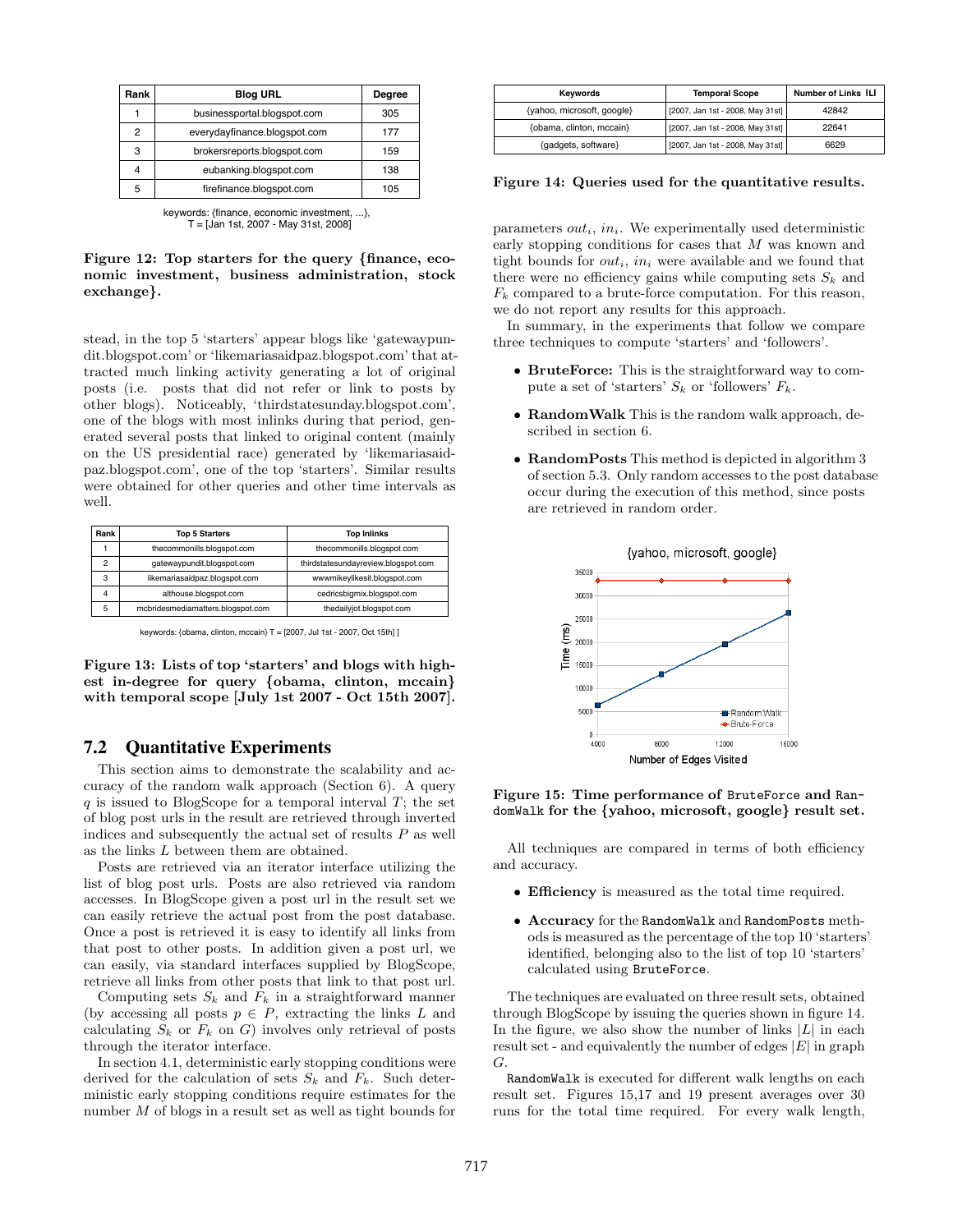| Rank | Blog URL | Degree |
|---|---|---|
| 1 | businessportal.blogspot.com | 305 |
| 2 | everydayfinance.blogspot.com | 177 |
| 3 | brokersreports.blogspot.com | 159 |
| 4 | eubanking.blogspot.com | 138 |
| 5 | firefinance.blogspot.com | 105 |

keywords: {finance, economic investment, ...}, T = [Jan 1st, 2007 - May 31st, 2008]

**Figure 12: Top starters for the query {finance, economic investment, business administration, stock exchange}.**

stead, in the top 5 'starters' appear blogs like 'gatewaypundit.blogspot.com' or 'likemariasaidpaz.blogspot.com' that attracted much linking activity generating a lot of original posts (i.e. posts that did not refer or link to posts by other blogs). Noticeably, 'thirdstatesunday.blogspot.com', one of the blogs with most inlinks during that period, generated several posts that linked to original content (mainly on the US presidential race) generated by 'likemariasaidpaz.blogspot.com', one of the top 'starters'. Similar results were obtained for other queries and other time intervals as well.

| Rank | Top 5 Starters | Top Inlinks |
|---|---|---|
| 1 | thecommonills.blogspot.com | thecommonills.blogspot.com |
| 2 | gatewaypundit.blogspot.com | thirdstatesundayreview.blogspot.com |
| 3 | likemariasaidpaz.blogspot.com | wwwmikeylikesit.blogspot.com |
| 4 | althouse.blogspot.com | cedricsbigmix.blogspot.com |
| 5 | mcbridesmediamatters.blogspot.com | thedailyjot.blogspot.com |

keywords: {obama, clinton, mccain} T = [2007, Jul 1st - 2007, Oct 15th] ]

**Figure 13: Lists of top 'starters' and blogs with highest in-degree for query {obama, clinton, mccain} with temporal scope [July 1st 2007 - Oct 15th 2007].**

## 7.2 Quantitative Experiments

This section aims to demonstrate the scalability and accuracy of the random walk approach (Section 6). A query $q$ is issued to BlogScope for a temporal interval $T$; the set of blog post urls in the result are retrieved through inverted indices and subsequently the actual set of results $P$ as well as the links $L$ between them are obtained.

Posts are retrieved via an iterator interface utilizing the list of blog post urls. Posts are also retrieved via random accesses. In BlogScope given a post url in the result set we can easily retrieve the actual post from the post database. Once a post is retrieved it is easy to identify all links from that post to other posts. In addition given a post url, we can easily, via standard interfaces supplied by BlogScope, retrieve all links from other posts that link to that post url.

Computing sets $S_k$ and $F_k$ in a straightforward manner (by accessing all posts $p \in P$, extracting the links $L$ and calculating $S_k$ or $F_k$ on $G$) involves only retrieval of posts through the iterator interface.

In section 4.1, deterministic early stopping conditions were derived for the calculation of sets $S_k$ and $F_k$. Such deterministic early stopping conditions require estimates for the number $M$ of blogs in a result set as well as tight bounds for parameters $out_i$, $in_i$. We experimentally used deterministic early stopping conditions for cases that $M$ was known and tight bounds for $out_i$, $in_i$ were available and we found that there were no efficiency gains while computing sets $S_k$ and $F_k$ compared to a brute-force computation. For this reason, we do not report any results for this approach.

In summary, in the experiments that follow we compare three techniques to compute 'starters' and 'followers'.

- **BruteForce:** This is the straightforward way to compute a set of 'starters' $S_k$ or 'followers' $F_k$.
- **RandomWalk** This is the random walk approach, described in section 6.
- **RandomPosts** This method is depicted in algorithm 3 of section 5.3. Only random accesses to the post database occur during the execution of this method, since posts are retrieved in random order.

| Keywords | Temporal Scope | Number of Links \|L\| |
|---|---|---|
| {yahoo, microsoft, google} | [2007, Jan 1st - 2008, May 31st] | 42842 |
| {obama, clinton, mccain} | [2007, Jan 1st - 2008, May 31st] | 22641 |
| {gadgets, software} | [2007, Jan 1st - 2008, May 31st] | 6629 |

**Figure 14: Queries used for the quantitative results.**

**Figure 15: Time performance of BruteForce and RandomWalk for the {yahoo, microsoft, google} result set.**

All techniques are compared in terms of both efficiency and accuracy.

- **Efficiency** is measured as the total time required.
- **Accuracy** for the RandomWalk and RandomPosts methods is measured as the percentage of the top 10 'starters' identified, belonging also to the list of top 10 'starters' calculated using BruteForce.

The techniques are evaluated on three result sets, obtained through BlogScope by issuing the queries shown in figure 14. In the figure, we also show the number of links $|L|$ in each result set - and equivalently the number of edges $|E|$ in graph $G$.

RandomWalk is executed for different walk lengths on each result set. Figures 15,17 and 19 present averages over 30 runs for the total time required. For every walk length,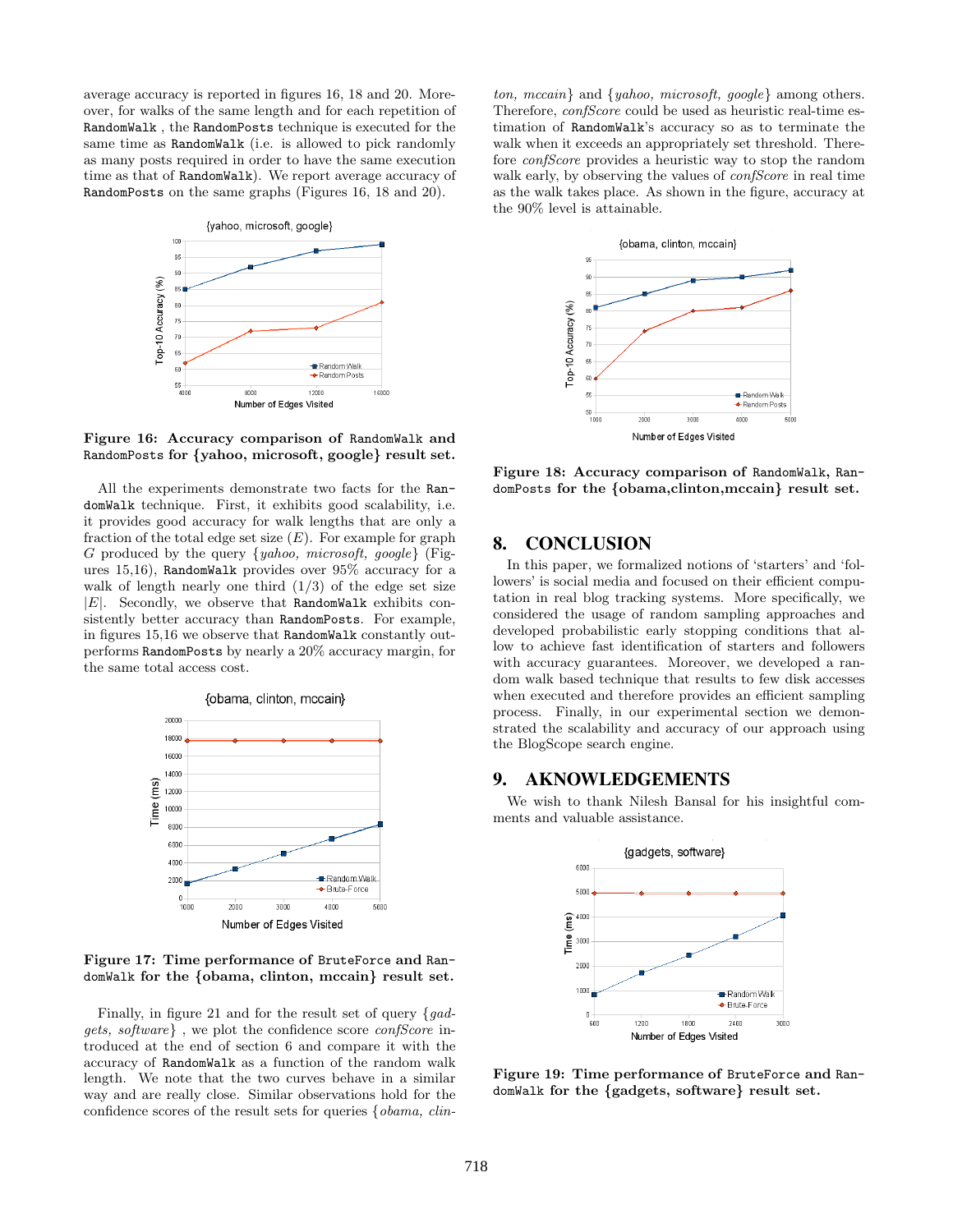average accuracy is reported in figures 16, 18 and 20. Moreover, for walks of the same length and for each repetition of RandomWalk , the RandomPosts technique is executed for the same time as RandomWalk (i.e. is allowed to pick randomly as many posts required in order to have the same execution time as that of RandomWalk). We report average accuracy of RandomPosts on the same graphs (Figures 16, 18 and 20).

**Figure 16: Accuracy comparison of RandomWalk and RandomPosts for {yahoo, microsoft, google} result set.**

All the experiments demonstrate two facts for the RandomWalk technique. First, it exhibits good scalability, i.e. it provides good accuracy for walk lengths that are only a fraction of the total edge set size ($E$). For example for graph $G$ produced by the query {*yahoo, microsoft, google*} (Figures 15,16), RandomWalk provides over 95% accuracy for a walk of length nearly one third (1/3) of the edge set size $|E|$. Secondly, we observe that RandomWalk exhibits consistently better accuracy than RandomPosts. For example, in figures 15,16 we observe that RandomWalk constantly outperforms RandomPosts by nearly a 20% accuracy margin, for the same total access cost.

**Figure 17: Time performance of BruteForce and RandomWalk for the {obama, clinton, mccain} result set.**

Finally, in figure 21 and for the result set of query {*gadgets, software*} , we plot the confidence score *confScore* introduced at the end of section 6 and compare it with the accuracy of RandomWalk as a function of the random walk length. We note that the two curves behave in a similar way and are really close. Similar observations hold for the confidence scores of the result sets for queries {*obama, clinton, mccain*} and {*yahoo, microsoft, google*} among others. Therefore, *confScore* could be used as heuristic real-time estimation of RandomWalk's accuracy so as to terminate the walk when it exceeds an appropriately set threshold. Therefore *confScore* provides a heuristic way to stop the random walk early, by observing the values of *confScore* in real time as the walk takes place. As shown in the figure, accuracy at the 90% level is attainable.

**Figure 18: Accuracy comparison of RandomWalk, RandomPosts for the {obama,clinton,mccain} result set.**

## 8. CONCLUSION

In this paper, we formalized notions of 'starters' and 'followers' is social media and focused on their efficient computation in real blog tracking systems. More specifically, we considered the usage of random sampling approaches and developed probabilistic early stopping conditions that allow to achieve fast identification of starters and followers with accuracy guarantees. Moreover, we developed a random walk based technique that results to few disk accesses when executed and therefore provides an efficient sampling process. Finally, in our experimental section we demonstrated the scalability and accuracy of our approach using the BlogScope search engine.

## 9. AKNOWLEDGEMENTS

We wish to thank Nilesh Bansal for his insightful comments and valuable assistance.

**Figure 19: Time performance of BruteForce and RandomWalk for the {gadgets, software} result set.**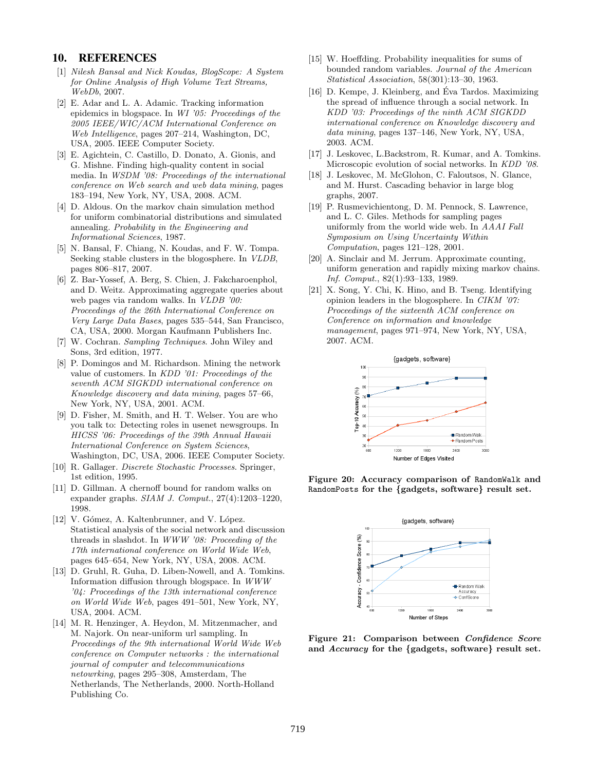## 10. REFERENCES

[1] *Nilesh Bansal and Nick Koudas, BlogScope: A System for Online Analysis of High Volume Text Streams, WebDb*, 2007.

[2] E. Adar and L. A. Adamic. Tracking information epidemics in blogspace. In *WI '05: Proceedings of the 2005 IEEE/WIC/ACM International Conference on Web Intelligence*, pages 207–214, Washington, DC, USA, 2005. IEEE Computer Society.

[3] E. Agichtein, C. Castillo, D. Donato, A. Gionis, and G. Mishne. Finding high-quality content in social media. In *WSDM '08: Proceedings of the international conference on Web search and web data mining*, pages 183–194, New York, NY, USA, 2008. ACM.

[4] D. Aldous. On the markov chain simulation method for uniform combinatorial distributions and simulated annealing. *Probability in the Engineering and Informational Sciences*, 1987.

[5] N. Bansal, F. Chiang, N. Koudas, and F. W. Tompa. Seeking stable clusters in the blogosphere. In *VLDB*, pages 806–817, 2007.

[6] Z. Bar-Yossef, A. Berg, S. Chien, J. Fakcharoenphol, and D. Weitz. Approximating aggregate queries about web pages via random walks. In *VLDB '00: Proceedings of the 26th International Conference on Very Large Data Bases*, pages 535–544, San Francisco, CA, USA, 2000. Morgan Kaufmann Publishers Inc.

[7] W. Cochran. *Sampling Techniques*. John Wiley and Sons, 3rd edition, 1977.

[8] P. Domingos and M. Richardson. Mining the network value of customers. In *KDD '01: Proceedings of the seventh ACM SIGKDD international conference on Knowledge discovery and data mining*, pages 57–66, New York, NY, USA, 2001. ACM.

[9] D. Fisher, M. Smith, and H. T. Welser. You are who you talk to: Detecting roles in usenet newsgroups. In *HICSS '06: Proceedings of the 39th Annual Hawaii International Conference on System Sciences*, Washington, DC, USA, 2006. IEEE Computer Society.

[10] R. Gallager. *Discrete Stochastic Processes*. Springer, 1st edition, 1995.

[11] D. Gillman. A chernoff bound for random walks on expander graphs. *SIAM J. Comput.*, 27(4):1203–1220, 1998.

[12] V. Gómez, A. Kaltenbrunner, and V. López. Statistical analysis of the social network and discussion threads in slashdot. In *WWW '08: Proceeding of the 17th international conference on World Wide Web*, pages 645–654, New York, NY, USA, 2008. ACM.

[13] D. Gruhl, R. Guha, D. Liben-Nowell, and A. Tomkins. Information diffusion through blogspace. In *WWW '04: Proceedings of the 13th international conference on World Wide Web*, pages 491–501, New York, NY, USA, 2004. ACM.

[14] M. R. Henzinger, A. Heydon, M. Mitzenmacher, and M. Najork. On near-uniform url sampling. In *Proceedings of the 9th international World Wide Web conference on Computer networks : the international journal of computer and telecommunications netowrking*, pages 295–308, Amsterdam, The Netherlands, The Netherlands, 2000. North-Holland Publishing Co.

[15] W. Hoeffding. Probability inequalities for sums of bounded random variables. *Journal of the American Statistical Association*, 58(301):13–30, 1963.

[16] D. Kempe, J. Kleinberg, and Éva Tardos. Maximizing the spread of influence through a social network. In *KDD '03: Proceedings of the ninth ACM SIGKDD international conference on Knowledge discovery and data mining*, pages 137–146, New York, NY, USA, 2003. ACM.

[17] J. Leskovec, L.Backstrom, R. Kumar, and A. Tomkins. Microscopic evolution of social networks. In *KDD '08*.

[18] J. Leskovec, M. McGlohon, C. Faloutsos, N. Glance, and M. Hurst. Cascading behavior in large blog graphs, 2007.

[19] P. Rusmevichientong, D. M. Pennock, S. Lawrence, and L. C. Giles. Methods for sampling pages uniformly from the world wide web. In *AAAI Fall Symposium on Using Uncertainty Within Computation*, pages 121–128, 2001.

[20] A. Sinclair and M. Jerrum. Approximate counting, uniform generation and rapidly mixing markov chains. *Inf. Comput.*, 82(1):93–133, 1989.

[21] X. Song, Y. Chi, K. Hino, and B. Tseng. Identifying opinion leaders in the blogosphere. In *CIKM '07: Proceedings of the sixteenth ACM conference on Conference on information and knowledge management*, pages 971–974, New York, NY, USA, 2007. ACM.

{gadgets, software}
Top-10 Accuracy (%)
100
90
80
70
60
50
40
30
20
Number of Edges Visited
600
1200
1800
2400
3000
RandomWalk
RandomPosts

**Figure 20: Accuracy comparison of `RandomWalk` and `RandomPosts` for the {gadgets, software} result set.**

{gadgets, software}
Accuracy - Confidence Score (%)
100
90
80
70
60
50
40
Number of Steps
600
1200
1800
2400
3000
Random Walk Accuracy
ConfScore

**Figure 21: Comparison between *Confidence Score* and *Accuracy* for the {gadgets, software} result set.**